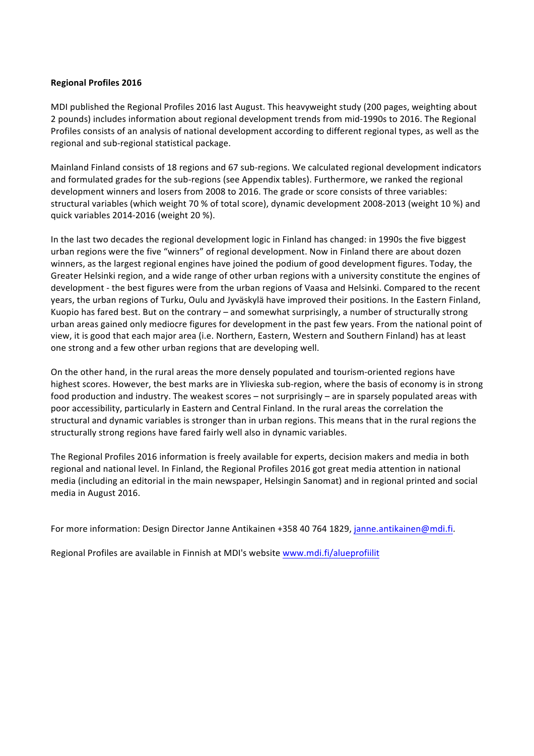**Regional Profiles 2016**

MDI published the Regional Profiles 2016 last August. This heavyweight study (200 pages, weighting about 2 pounds) includes information about regional development trends from mid-1990s to 2016. The Regional Profiles consists of an analysis of national development according to different regional types, as well as the regional and sub-regional statistical package.

Mainland Finland consists of 18 regions and 67 sub-regions. We calculated regional development indicators and formulated grades for the sub-regions (see Appendix tables). Furthermore, we ranked the regional development winners and losers from 2008 to 2016. The grade or score consists of three variables: structural variables (which weight 70 % of total score), dynamic development 2008-2013 (weight 10 %) and quick variables 2014-2016 (weight 20 %).

In the last two decades the regional development logic in Finland has changed: in 1990s the five biggest urban regions were the five "winners" of regional development. Now in Finland there are about dozen winners, as the largest regional engines have joined the podium of good development figures. Today, the Greater Helsinki region, and a wide range of other urban regions with a university constitute the engines of development - the best figures were from the urban regions of Vaasa and Helsinki. Compared to the recent years, the urban regions of Turku, Oulu and Jyväskylä have improved their positions. In the Eastern Finland, Kuopio has fared best. But on the contrary – and somewhat surprisingly, a number of structurally strong urban areas gained only mediocre figures for development in the past few years. From the national point of view, it is good that each major area (i.e. Northern, Eastern, Western and Southern Finland) has at least one strong and a few other urban regions that are developing well.

On the other hand, in the rural areas the more densely populated and tourism-oriented regions have highest scores. However, the best marks are in Ylivieska sub-region, where the basis of economy is in strong food production and industry. The weakest scores – not surprisingly – are in sparsely populated areas with poor accessibility, particularly in Eastern and Central Finland. In the rural areas the correlation the structural and dynamic variables is stronger than in urban regions. This means that in the rural regions the structurally strong regions have fared fairly well also in dynamic variables.

The Regional Profiles 2016 information is freely available for experts, decision makers and media in both regional and national level. In Finland, the Regional Profiles 2016 got great media attention in national media (including an editorial in the main newspaper, Helsingin Sanomat) and in regional printed and social media in August 2016.

For more information: Design Director Janne Antikainen +358 40 764 1829, janne.antikainen@mdi.fi.

Regional Profiles are available in Finnish at MDI's website www.mdi.fi/alueprofiilit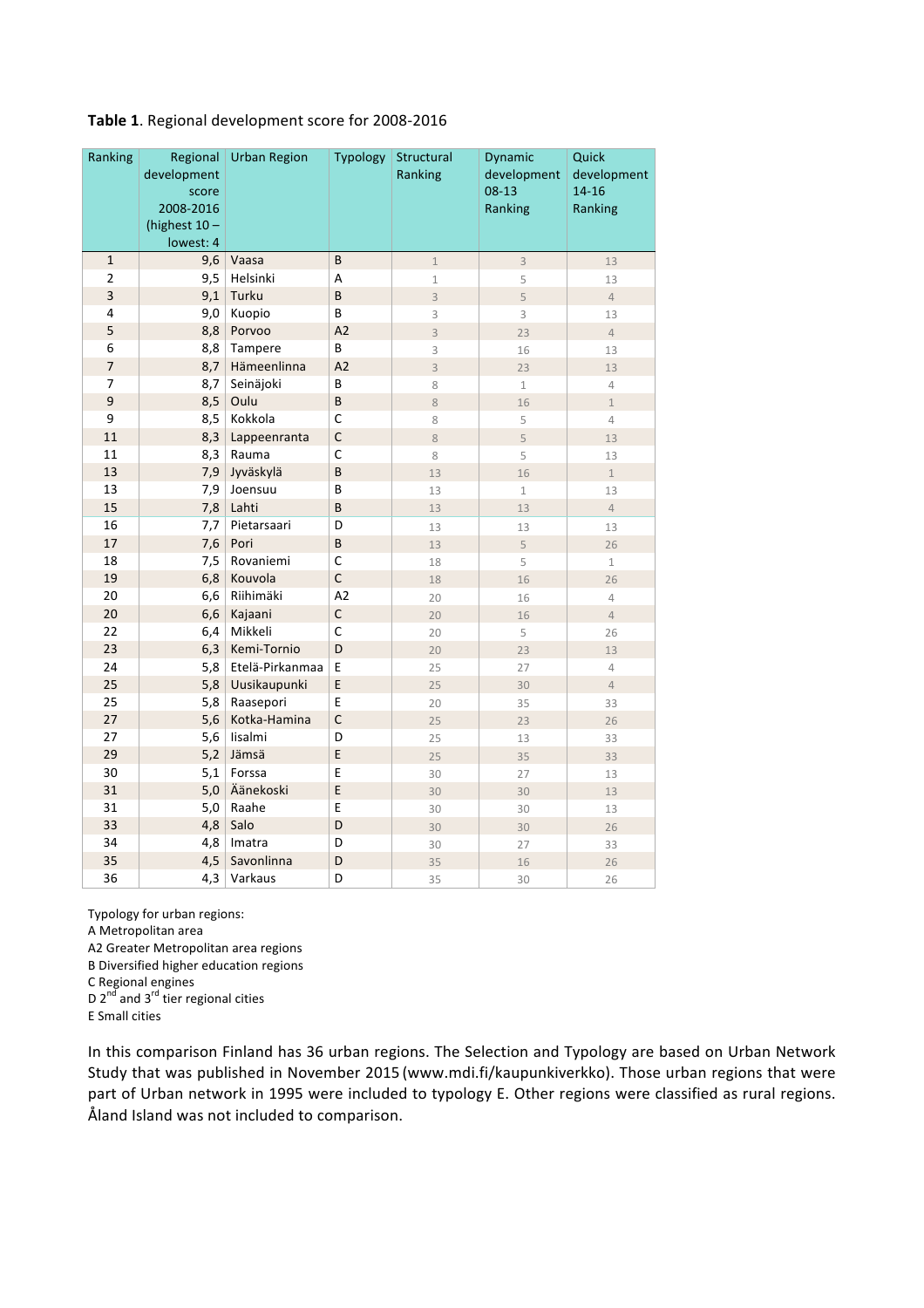**Table 1**. Regional development score for 2008-2016

| Ranking | Regional development score 2008-2016 (highest 10 – lowest: 4 | Urban Region | Typology | Structural Ranking | Dynamic development 08-13 Ranking | Quick development 14-16 Ranking |
|---|---|---|---|---|---|---|
| 1 | 9,6 | Vaasa | B | 1 | 3 | 13 |
| 2 | 9,5 | Helsinki | A | 1 | 5 | 13 |
| 3 | 9,1 | Turku | B | 3 | 5 | 4 |
| 4 | 9,0 | Kuopio | B | 3 | 3 | 13 |
| 5 | 8,8 | Porvoo | A2 | 3 | 23 | 4 |
| 6 | 8,8 | Tampere | B | 3 | 16 | 13 |
| 7 | 8,7 | Hämeenlinna | A2 | 3 | 23 | 13 |
| 7 | 8,7 | Seinäjoki | B | 8 | 1 | 4 |
| 9 | 8,5 | Oulu | B | 8 | 16 | 1 |
| 9 | 8,5 | Kokkola | C | 8 | 5 | 4 |
| 11 | 8,3 | Lappeenranta | C | 8 | 5 | 13 |
| 11 | 8,3 | Rauma | C | 8 | 5 | 13 |
| 13 | 7,9 | Jyväskylä | B | 13 | 16 | 1 |
| 13 | 7,9 | Joensuu | B | 13 | 1 | 13 |
| 15 | 7,8 | Lahti | B | 13 | 13 | 4 |
| 16 | 7,7 | Pietarsaari | D | 13 | 13 | 13 |
| 17 | 7,6 | Pori | B | 13 | 5 | 26 |
| 18 | 7,5 | Rovaniemi | C | 18 | 5 | 1 |
| 19 | 6,8 | Kouvola | C | 18 | 16 | 26 |
| 20 | 6,6 | Riihimäki | A2 | 20 | 16 | 4 |
| 20 | 6,6 | Kajaani | C | 20 | 16 | 4 |
| 22 | 6,4 | Mikkeli | C | 20 | 5 | 26 |
| 23 | 6,3 | Kemi-Tornio | D | 20 | 23 | 13 |
| 24 | 5,8 | Etelä-Pirkanmaa | E | 25 | 27 | 4 |
| 25 | 5,8 | Uusikaupunki | E | 25 | 30 | 4 |
| 25 | 5,8 | Raasepori | E | 20 | 35 | 33 |
| 27 | 5,6 | Kotka-Hamina | C | 25 | 23 | 26 |
| 27 | 5,6 | Iisalmi | D | 25 | 13 | 33 |
| 29 | 5,2 | Jämsä | E | 25 | 35 | 33 |
| 30 | 5,1 | Forssa | E | 30 | 27 | 13 |
| 31 | 5,0 | Äänekoski | E | 30 | 30 | 13 |
| 31 | 5,0 | Raahe | E | 30 | 30 | 13 |
| 33 | 4,8 | Salo | D | 30 | 30 | 26 |
| 34 | 4,8 | Imatra | D | 30 | 27 | 33 |
| 35 | 4,5 | Savonlinna | D | 35 | 16 | 26 |
| 36 | 4,3 | Varkaus | D | 35 | 30 | 26 |

Typology for urban regions:
A Metropolitan area
A2 Greater Metropolitan area regions
B Diversified higher education regions
C Regional engines
D 2nd and 3rd tier regional cities
E Small cities

In this comparison Finland has 36 urban regions. The Selection and Typology are based on Urban Network Study that was published in November 2015 (www.mdi.fi/kaupunkiverkko). Those urban regions that were part of Urban network in 1995 were included to typology E. Other regions were classified as rural regions. Åland Island was not included to comparison.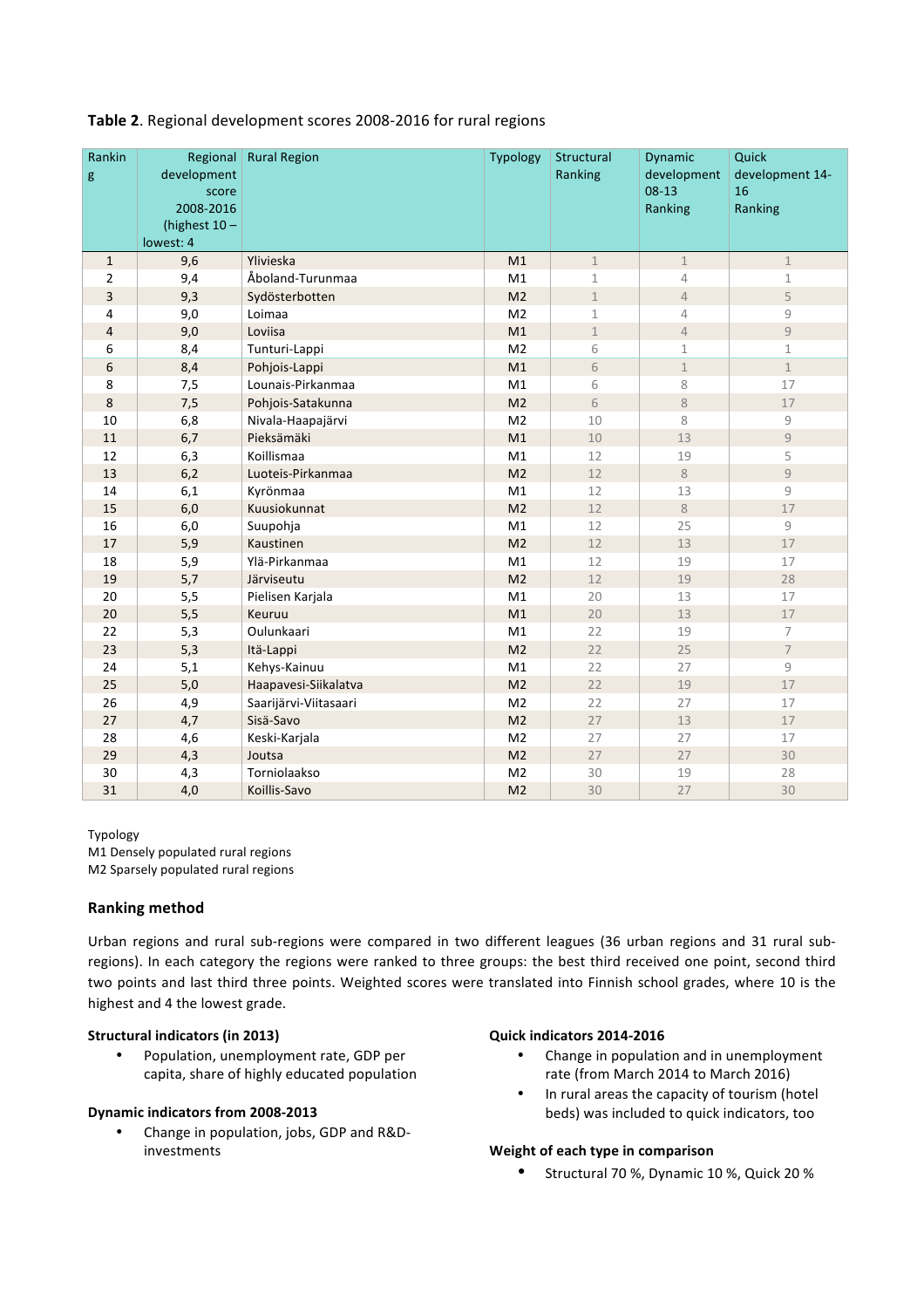**Table 2**. Regional development scores 2008-2016 for rural regions

| Ranking | Regional development score 2008-2016 (highest 10 – lowest: 4 | Rural Region | Typology | Structural Ranking | Dynamic development 08-13 Ranking | Quick development 14-16 Ranking |
|---|---|---|---|---|---|---|
| 1 | 9,6 | Ylivieska | M1 | 1 | 1 | 1 |
| 2 | 9,4 | Åboland-Turunmaa | M1 | 1 | 4 | 1 |
| 3 | 9,3 | Sydösterbotten | M2 | 1 | 4 | 5 |
| 4 | 9,0 | Loimaa | M2 | 1 | 4 | 9 |
| 4 | 9,0 | Loviisa | M1 | 1 | 4 | 9 |
| 6 | 8,4 | Tunturi-Lappi | M2 | 6 | 1 | 1 |
| 6 | 8,4 | Pohjois-Lappi | M1 | 6 | 1 | 1 |
| 8 | 7,5 | Lounais-Pirkanmaa | M1 | 6 | 8 | 17 |
| 8 | 7,5 | Pohjois-Satakunna | M2 | 6 | 8 | 17 |
| 10 | 6,8 | Nivala-Haapajärvi | M2 | 10 | 8 | 9 |
| 11 | 6,7 | Pieksämäki | M1 | 10 | 13 | 9 |
| 12 | 6,3 | Koillismaa | M1 | 12 | 19 | 5 |
| 13 | 6,2 | Luoteis-Pirkanmaa | M2 | 12 | 8 | 9 |
| 14 | 6,1 | Kyrönmaa | M1 | 12 | 13 | 9 |
| 15 | 6,0 | Kuusiokunnat | M2 | 12 | 8 | 17 |
| 16 | 6,0 | Suupohja | M1 | 12 | 25 | 9 |
| 17 | 5,9 | Kaustinen | M2 | 12 | 13 | 17 |
| 18 | 5,9 | Ylä-Pirkanmaa | M1 | 12 | 19 | 17 |
| 19 | 5,7 | Järviseutu | M2 | 12 | 19 | 28 |
| 20 | 5,5 | Pielisen Karjala | M1 | 20 | 13 | 17 |
| 20 | 5,5 | Keuruu | M1 | 20 | 13 | 17 |
| 22 | 5,3 | Oulunkaari | M1 | 22 | 19 | 7 |
| 23 | 5,3 | Itä-Lappi | M2 | 22 | 25 | 7 |
| 24 | 5,1 | Kehys-Kainuu | M1 | 22 | 27 | 9 |
| 25 | 5,0 | Haapavesi-Siikalatva | M2 | 22 | 19 | 17 |
| 26 | 4,9 | Saarijärvi-Viitasaari | M2 | 22 | 27 | 17 |
| 27 | 4,7 | Sisä-Savo | M2 | 27 | 13 | 17 |
| 28 | 4,6 | Keski-Karjala | M2 | 27 | 27 | 17 |
| 29 | 4,3 | Joutsa | M2 | 27 | 27 | 30 |
| 30 | 4,3 | Torniolaakso | M2 | 30 | 19 | 28 |
| 31 | 4,0 | Koillis-Savo | M2 | 30 | 27 | 30 |

Typology
M1 Densely populated rural regions
M2 Sparsely populated rural regions

## Ranking method

Urban regions and rural sub-regions were compared in two different leagues (36 urban regions and 31 rural sub-regions). In each category the regions were ranked to three groups: the best third received one point, second third two points and last third three points. Weighted scores were translated into Finnish school grades, where 10 is the highest and 4 the lowest grade.

**Structural indicators (in 2013)**

- Population, unemployment rate, GDP per capita, share of highly educated population

**Dynamic indicators from 2008-2013**

- Change in population, jobs, GDP and R&D-investments

**Quick indicators 2014-2016**

- Change in population and in unemployment rate (from March 2014 to March 2016)
- In rural areas the capacity of tourism (hotel beds) was included to quick indicators, too

**Weight of each type in comparison**

- Structural 70 %, Dynamic 10 %, Quick 20 %